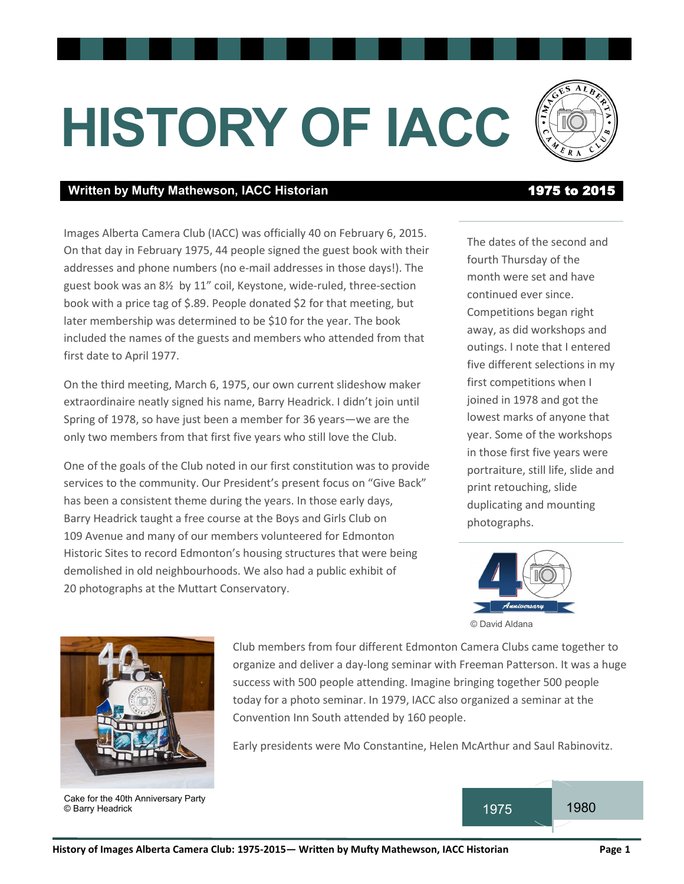# HISTORY OF IACC

**Written by Mufty Mathewson, IACC Historian** **1975 to 2015**

Images Alberta Camera Club (IACC) was officially 40 on February 6, 2015. On that day in February 1975, 44 people signed the guest book with their addresses and phone numbers (no e-mail addresses in those days!). The guest book was an 8½ by 11" coil, Keystone, wide-ruled, three-section book with a price tag of $.89. People donated $2 for that meeting, but later membership was determined to be $10 for the year. The book included the names of the guests and members who attended from that first date to April 1977.

On the third meeting, March 6, 1975, our own current slideshow maker extraordinaire neatly signed his name, Barry Headrick. I didn't join until Spring of 1978, so have just been a member for 36 years—we are the only two members from that first five years who still love the Club.

One of the goals of the Club noted in our first constitution was to provide services to the community. Our President's present focus on "Give Back" has been a consistent theme during the years. In those early days, Barry Headrick taught a free course at the Boys and Girls Club on 109 Avenue and many of our members volunteered for Edmonton Historic Sites to record Edmonton's housing structures that were being demolished in old neighbourhoods. We also had a public exhibit of 20 photographs at the Muttart Conservatory.

The dates of the second and fourth Thursday of the month were set and have continued ever since. Competitions began right away, as did workshops and outings. I note that I entered five different selections in my first competitions when I joined in 1978 and got the lowest marks of anyone that year. Some of the workshops in those first five years were portraiture, still life, slide and print retouching, slide duplicating and mounting photographs.

© David Aldana

Club members from four different Edmonton Camera Clubs came together to organize and deliver a day-long seminar with Freeman Patterson. It was a huge success with 500 people attending. Imagine bringing together 500 people today for a photo seminar. In 1979, IACC also organized a seminar at the Convention Inn South attended by 160 people.

Early presidents were Mo Constantine, Helen McArthur and Saul Rabinovitz.

Cake for the 40th Anniversary Party
© Barry Headrick

1975 | 1980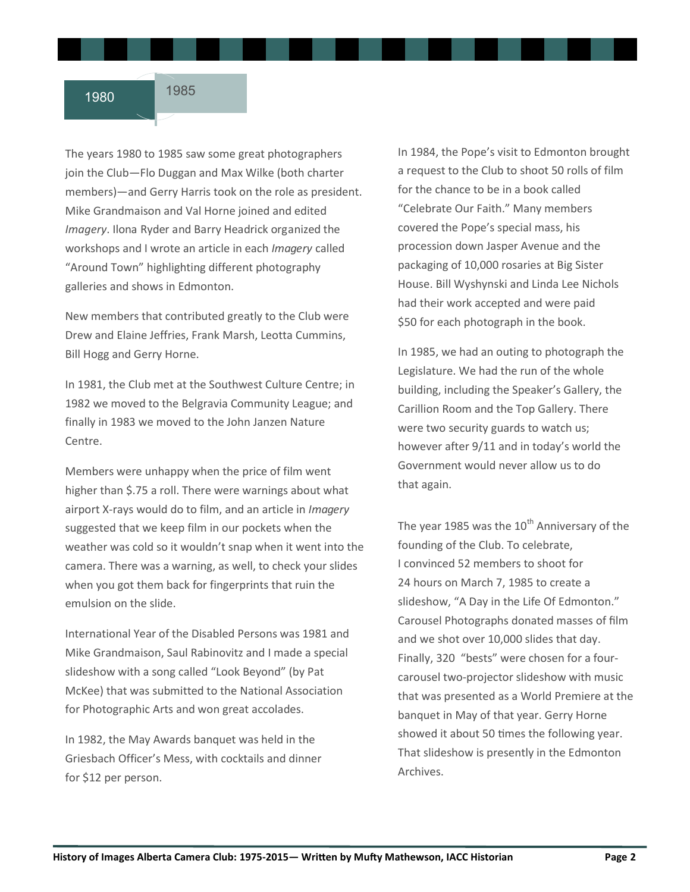## 1980 – 1985

The years 1980 to 1985 saw some great photographers join the Club—Flo Duggan and Max Wilke (both charter members)—and Gerry Harris took on the role as president. Mike Grandmaison and Val Horne joined and edited *Imagery*. Ilona Ryder and Barry Headrick organized the workshops and I wrote an article in each *Imagery* called "Around Town" highlighting different photography galleries and shows in Edmonton.

New members that contributed greatly to the Club were Drew and Elaine Jeffries, Frank Marsh, Leotta Cummins, Bill Hogg and Gerry Horne.

In 1981, the Club met at the Southwest Culture Centre; in 1982 we moved to the Belgravia Community League; and finally in 1983 we moved to the John Janzen Nature Centre.

Members were unhappy when the price of film went higher than $.75 a roll. There were warnings about what airport X-rays would do to film, and an article in *Imagery* suggested that we keep film in our pockets when the weather was cold so it wouldn't snap when it went into the camera. There was a warning, as well, to check your slides when you got them back for fingerprints that ruin the emulsion on the slide.

International Year of the Disabled Persons was 1981 and Mike Grandmaison, Saul Rabinovitz and I made a special slideshow with a song called "Look Beyond" (by Pat McKee) that was submitted to the National Association for Photographic Arts and won great accolades.

In 1982, the May Awards banquet was held in the Griesbach Officer's Mess, with cocktails and dinner for $12 per person.

In 1984, the Pope's visit to Edmonton brought a request to the Club to shoot 50 rolls of film for the chance to be in a book called "Celebrate Our Faith." Many members covered the Pope's special mass, his procession down Jasper Avenue and the packaging of 10,000 rosaries at Big Sister House. Bill Wyshynski and Linda Lee Nichols had their work accepted and were paid $50 for each photograph in the book.

In 1985, we had an outing to photograph the Legislature. We had the run of the whole building, including the Speaker's Gallery, the Carillion Room and the Top Gallery. There were two security guards to watch us; however after 9/11 and in today's world the Government would never allow us to do that again.

The year 1985 was the 10th Anniversary of the founding of the Club. To celebrate, I convinced 52 members to shoot for 24 hours on March 7, 1985 to create a slideshow, "A Day in the Life Of Edmonton." Carousel Photographs donated masses of film and we shot over 10,000 slides that day. Finally, 320 "bests" were chosen for a four-carousel two-projector slideshow with music that was presented as a World Premiere at the banquet in May of that year. Gerry Horne showed it about 50 times the following year. That slideshow is presently in the Edmonton Archives.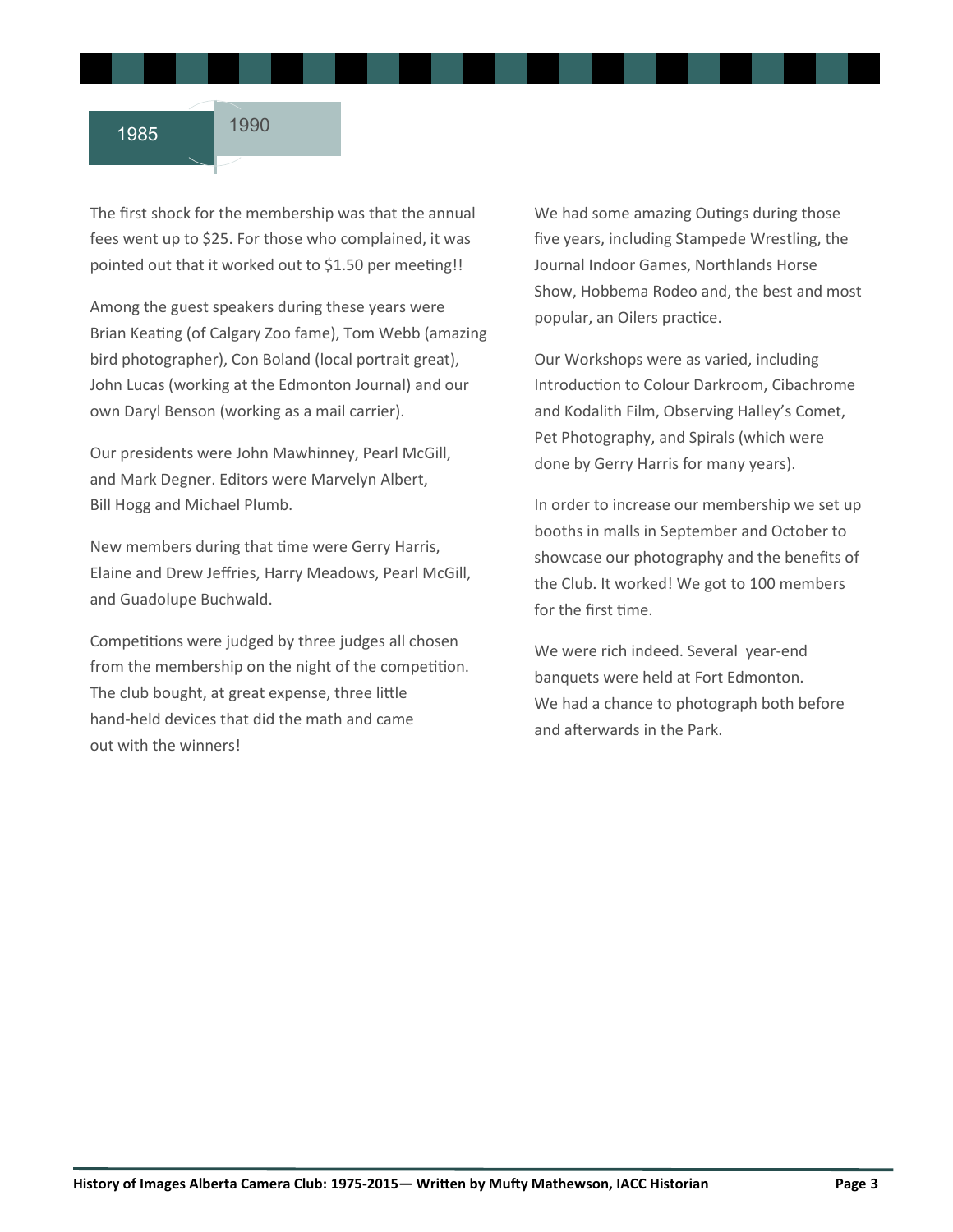## 1985 – 1990

The first shock for the membership was that the annual fees went up to $25. For those who complained, it was pointed out that it worked out to $1.50 per meeting!!

Among the guest speakers during these years were Brian Keating (of Calgary Zoo fame), Tom Webb (amazing bird photographer), Con Boland (local portrait great), John Lucas (working at the Edmonton Journal) and our own Daryl Benson (working as a mail carrier).

Our presidents were John Mawhinney, Pearl McGill, and Mark Degner. Editors were Marvelyn Albert, Bill Hogg and Michael Plumb.

New members during that time were Gerry Harris, Elaine and Drew Jeffries, Harry Meadows, Pearl McGill, and Guadolupe Buchwald.

Competitions were judged by three judges all chosen from the membership on the night of the competition. The club bought, at great expense, three little hand-held devices that did the math and came out with the winners!

We had some amazing Outings during those five years, including Stampede Wrestling, the Journal Indoor Games, Northlands Horse Show, Hobbema Rodeo and, the best and most popular, an Oilers practice.

Our Workshops were as varied, including Introduction to Colour Darkroom, Cibachrome and Kodalith Film, Observing Halley's Comet, Pet Photography, and Spirals (which were done by Gerry Harris for many years).

In order to increase our membership we set up booths in malls in September and October to showcase our photography and the benefits of the Club. It worked! We got to 100 members for the first time.

We were rich indeed. Several year-end banquets were held at Fort Edmonton. We had a chance to photograph both before and afterwards in the Park.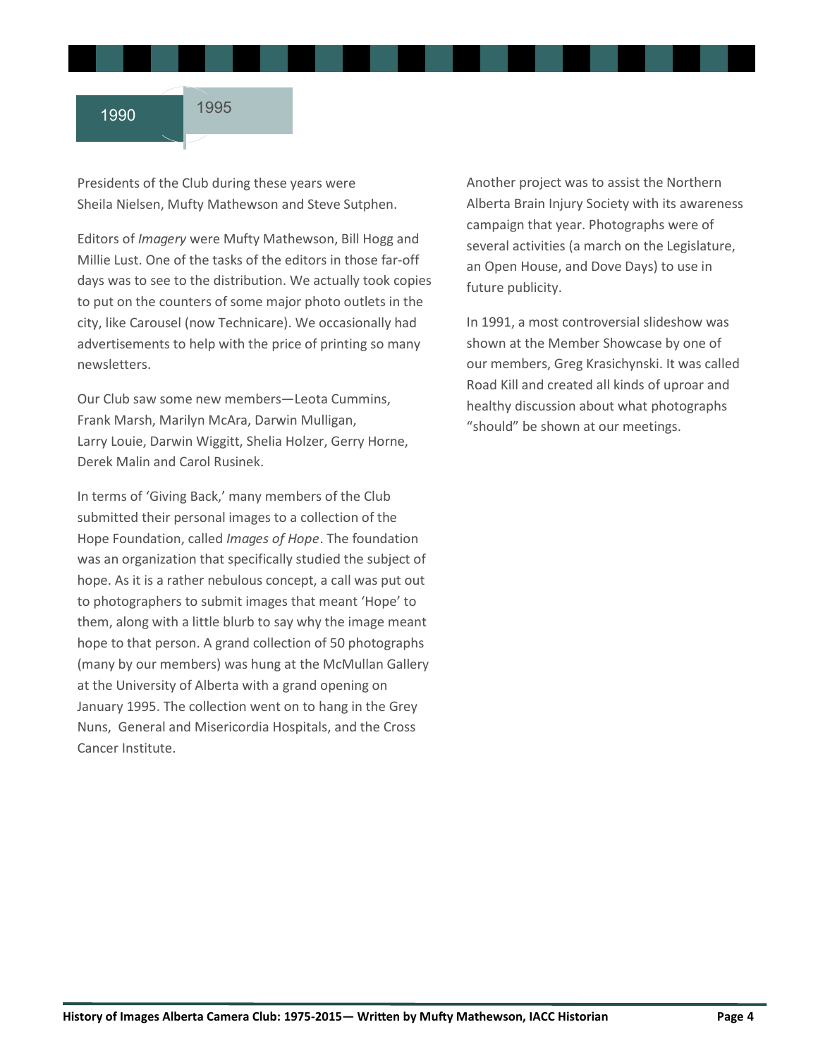## 1990 – 1995

Presidents of the Club during these years were Sheila Nielsen, Mufty Mathewson and Steve Sutphen.

Editors of *Imagery* were Mufty Mathewson, Bill Hogg and Millie Lust. One of the tasks of the editors in those far-off days was to see to the distribution. We actually took copies to put on the counters of some major photo outlets in the city, like Carousel (now Technicare). We occasionally had advertisements to help with the price of printing so many newsletters.

Our Club saw some new members—Leota Cummins, Frank Marsh, Marilyn McAra, Darwin Mulligan, Larry Louie, Darwin Wiggitt, Shelia Holzer, Gerry Horne, Derek Malin and Carol Rusinek.

In terms of 'Giving Back,' many members of the Club submitted their personal images to a collection of the Hope Foundation, called *Images of Hope*. The foundation was an organization that specifically studied the subject of hope. As it is a rather nebulous concept, a call was put out to photographers to submit images that meant 'Hope' to them, along with a little blurb to say why the image meant hope to that person. A grand collection of 50 photographs (many by our members) was hung at the McMullan Gallery at the University of Alberta with a grand opening on January 1995. The collection went on to hang in the Grey Nuns, General and Misericordia Hospitals, and the Cross Cancer Institute.

Another project was to assist the Northern Alberta Brain Injury Society with its awareness campaign that year. Photographs were of several activities (a march on the Legislature, an Open House, and Dove Days) to use in future publicity.

In 1991, a most controversial slideshow was shown at the Member Showcase by one of our members, Greg Krasichynski. It was called Road Kill and created all kinds of uproar and healthy discussion about what photographs "should" be shown at our meetings.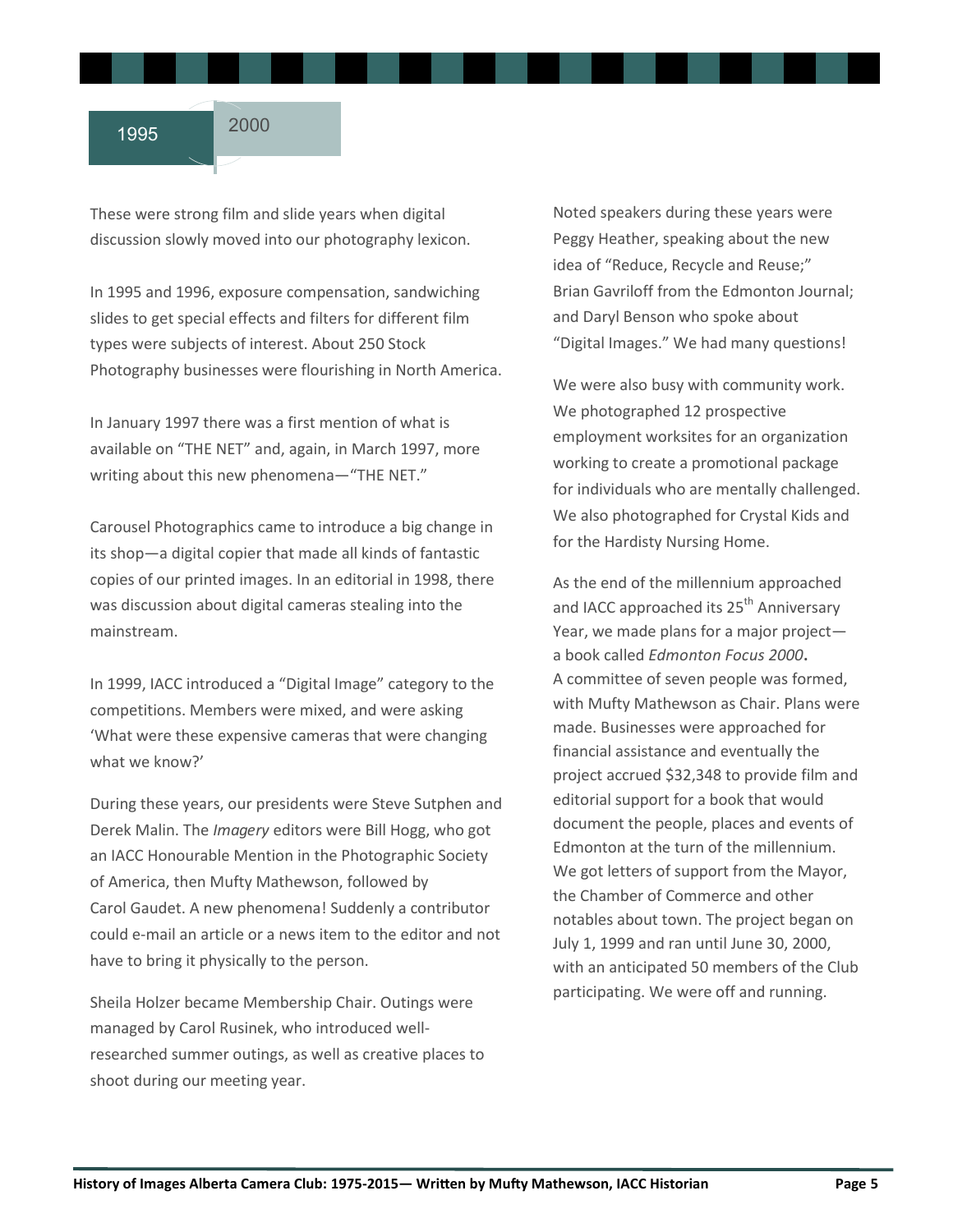## 1995 – 2000

These were strong film and slide years when digital discussion slowly moved into our photography lexicon.

In 1995 and 1996, exposure compensation, sandwiching slides to get special effects and filters for different film types were subjects of interest. About 250 Stock Photography businesses were flourishing in North America.

In January 1997 there was a first mention of what is available on “THE NET” and, again, in March 1997, more writing about this new phenomena—“THE NET.”

Carousel Photographics came to introduce a big change in its shop—a digital copier that made all kinds of fantastic copies of our printed images. In an editorial in 1998, there was discussion about digital cameras stealing into the mainstream.

In 1999, IACC introduced a “Digital Image” category to the competitions. Members were mixed, and were asking ‘What were these expensive cameras that were changing what we know?’

During these years, our presidents were Steve Sutphen and Derek Malin. The *Imagery* editors were Bill Hogg, who got an IACC Honourable Mention in the Photographic Society of America, then Mufty Mathewson, followed by Carol Gaudet. A new phenomena! Suddenly a contributor could e-mail an article or a news item to the editor and not have to bring it physically to the person.

Sheila Holzer became Membership Chair. Outings were managed by Carol Rusinek, who introduced well-researched summer outings, as well as creative places to shoot during our meeting year.

Noted speakers during these years were Peggy Heather, speaking about the new idea of “Reduce, Recycle and Reuse;” Brian Gavriloff from the Edmonton Journal; and Daryl Benson who spoke about “Digital Images.” We had many questions!

We were also busy with community work. We photographed 12 prospective employment worksites for an organization working to create a promotional package for individuals who are mentally challenged. We also photographed for Crystal Kids and for the Hardisty Nursing Home.

As the end of the millennium approached and IACC approached its 25th Anniversary Year, we made plans for a major project—a book called *Edmonton Focus 2000*. A committee of seven people was formed, with Mufty Mathewson as Chair. Plans were made. Businesses were approached for financial assistance and eventually the project accrued $32,348 to provide film and editorial support for a book that would document the people, places and events of Edmonton at the turn of the millennium. We got letters of support from the Mayor, the Chamber of Commerce and other notables about town. The project began on July 1, 1999 and ran until June 30, 2000, with an anticipated 50 members of the Club participating. We were off and running.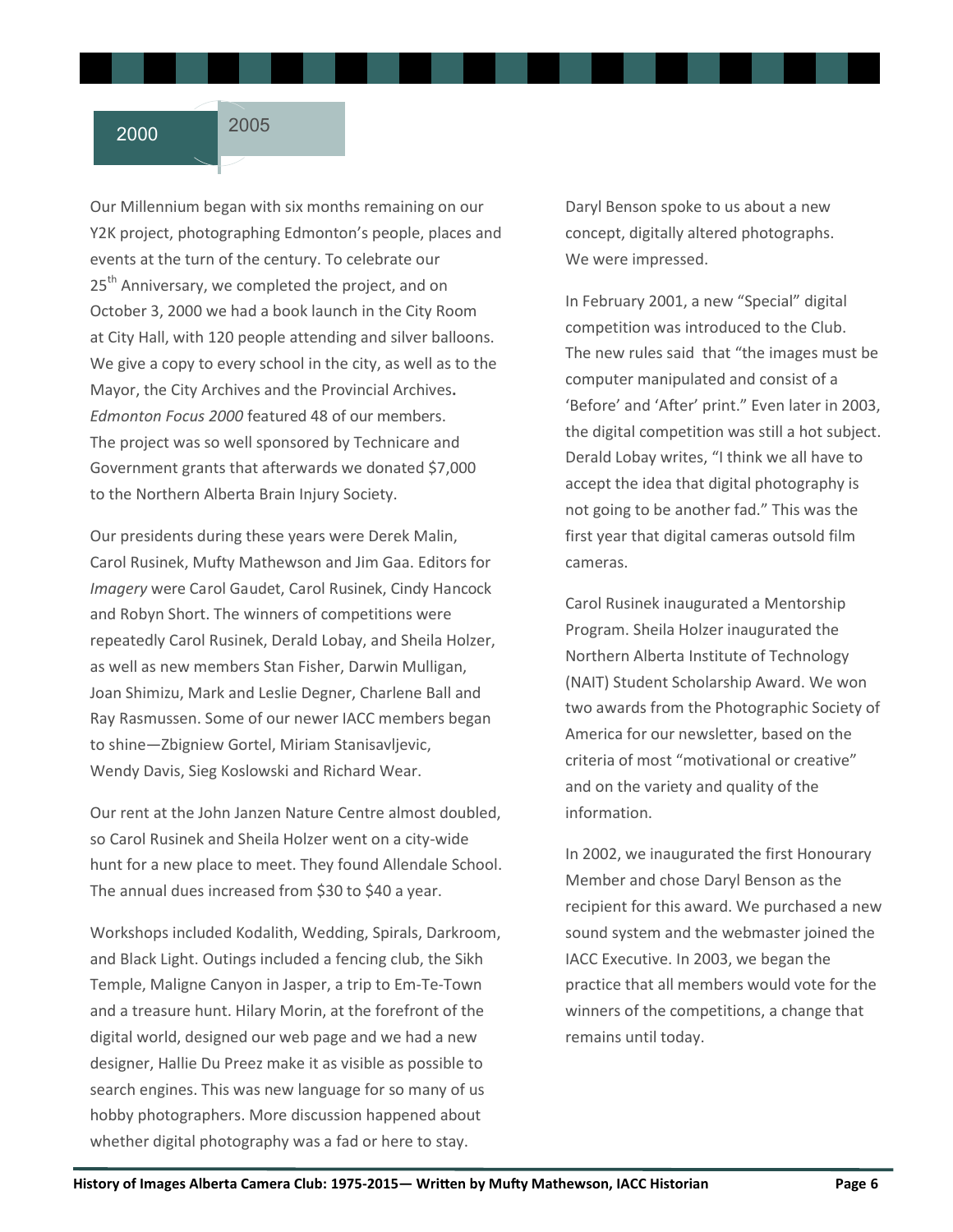## 2000 – 2005

Our Millennium began with six months remaining on our Y2K project, photographing Edmonton's people, places and events at the turn of the century. To celebrate our 25th Anniversary, we completed the project, and on October 3, 2000 we had a book launch in the City Room at City Hall, with 120 people attending and silver balloons. We give a copy to every school in the city, as well as to the Mayor, the City Archives and the Provincial Archives**.** *Edmonton Focus 2000* featured 48 of our members. The project was so well sponsored by Technicare and Government grants that afterwards we donated $7,000 to the Northern Alberta Brain Injury Society.

Our presidents during these years were Derek Malin, Carol Rusinek, Mufty Mathewson and Jim Gaa. Editors for *Imagery* were Carol Gaudet, Carol Rusinek, Cindy Hancock and Robyn Short. The winners of competitions were repeatedly Carol Rusinek, Derald Lobay, and Sheila Holzer, as well as new members Stan Fisher, Darwin Mulligan, Joan Shimizu, Mark and Leslie Degner, Charlene Ball and Ray Rasmussen. Some of our newer IACC members began to shine—Zbigniew Gortel, Miriam Stanisavljevic, Wendy Davis, Sieg Koslowski and Richard Wear.

Our rent at the John Janzen Nature Centre almost doubled, so Carol Rusinek and Sheila Holzer went on a city-wide hunt for a new place to meet. They found Allendale School. The annual dues increased from $30 to $40 a year.

Workshops included Kodalith, Wedding, Spirals, Darkroom, and Black Light. Outings included a fencing club, the Sikh Temple, Maligne Canyon in Jasper, a trip to Em-Te-Town and a treasure hunt. Hilary Morin, at the forefront of the digital world, designed our web page and we had a new designer, Hallie Du Preez make it as visible as possible to search engines. This was new language for so many of us hobby photographers. More discussion happened about whether digital photography was a fad or here to stay.

Daryl Benson spoke to us about a new concept, digitally altered photographs. We were impressed.

In February 2001, a new "Special" digital competition was introduced to the Club. The new rules said that "the images must be computer manipulated and consist of a 'Before' and 'After' print." Even later in 2003, the digital competition was still a hot subject. Derald Lobay writes, "I think we all have to accept the idea that digital photography is not going to be another fad." This was the first year that digital cameras outsold film cameras.

Carol Rusinek inaugurated a Mentorship Program. Sheila Holzer inaugurated the Northern Alberta Institute of Technology (NAIT) Student Scholarship Award. We won two awards from the Photographic Society of America for our newsletter, based on the criteria of most "motivational or creative" and on the variety and quality of the information.

In 2002, we inaugurated the first Honourary Member and chose Daryl Benson as the recipient for this award. We purchased a new sound system and the webmaster joined the IACC Executive. In 2003, we began the practice that all members would vote for the winners of the competitions, a change that remains until today.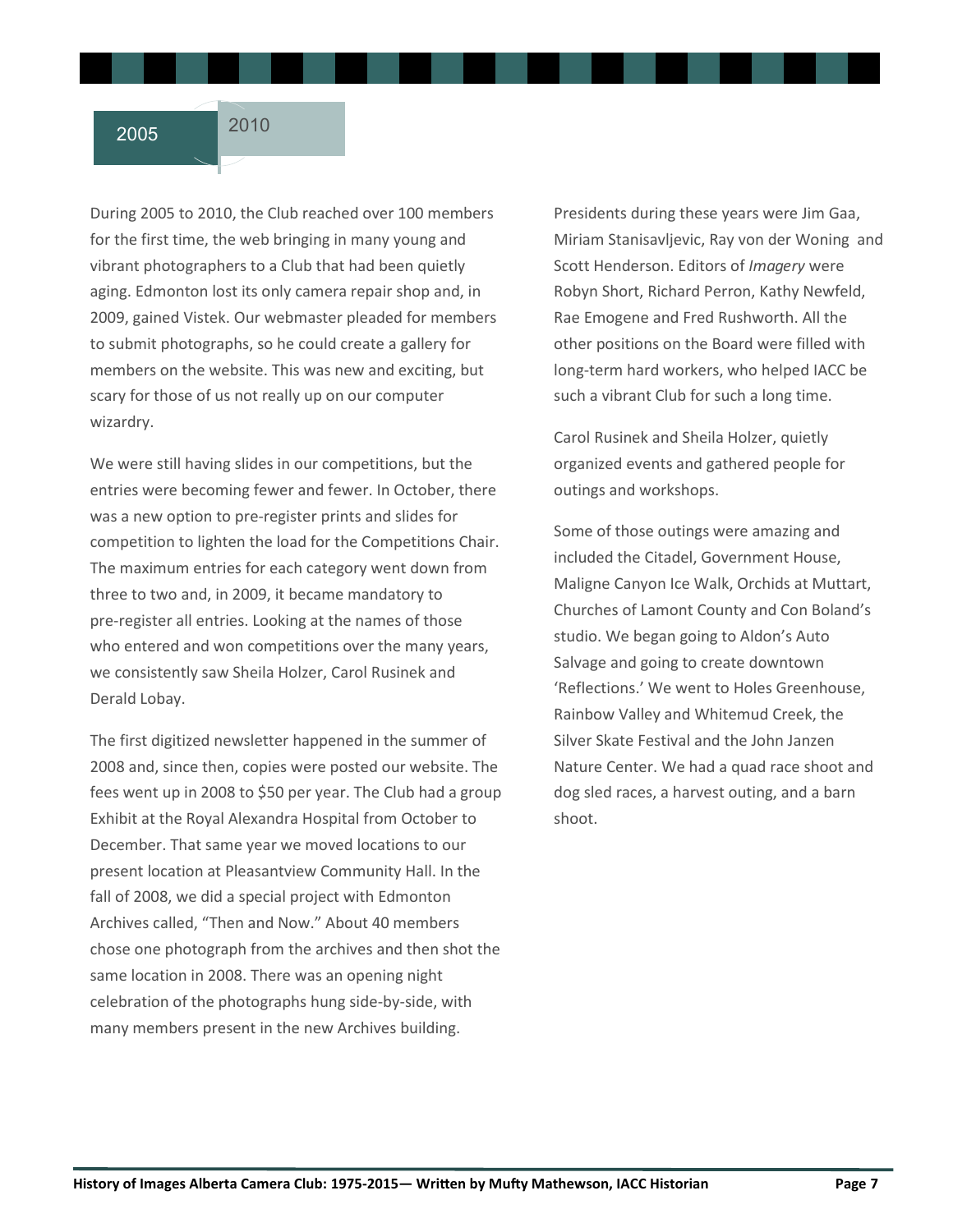## 2005 – 2010

During 2005 to 2010, the Club reached over 100 members for the first time, the web bringing in many young and vibrant photographers to a Club that had been quietly aging. Edmonton lost its only camera repair shop and, in 2009, gained Vistek. Our webmaster pleaded for members to submit photographs, so he could create a gallery for members on the website. This was new and exciting, but scary for those of us not really up on our computer wizardry.

We were still having slides in our competitions, but the entries were becoming fewer and fewer. In October, there was a new option to pre-register prints and slides for competition to lighten the load for the Competitions Chair. The maximum entries for each category went down from three to two and, in 2009, it became mandatory to pre-register all entries. Looking at the names of those who entered and won competitions over the many years, we consistently saw Sheila Holzer, Carol Rusinek and Derald Lobay.

The first digitized newsletter happened in the summer of 2008 and, since then, copies were posted our website. The fees went up in 2008 to $50 per year. The Club had a group Exhibit at the Royal Alexandra Hospital from October to December. That same year we moved locations to our present location at Pleasantview Community Hall. In the fall of 2008, we did a special project with Edmonton Archives called, "Then and Now." About 40 members chose one photograph from the archives and then shot the same location in 2008. There was an opening night celebration of the photographs hung side-by-side, with many members present in the new Archives building.

Presidents during these years were Jim Gaa, Miriam Stanisavljevic, Ray von der Woning and Scott Henderson. Editors of *Imagery* were Robyn Short, Richard Perron, Kathy Newfeld, Rae Emogene and Fred Rushworth. All the other positions on the Board were filled with long-term hard workers, who helped IACC be such a vibrant Club for such a long time.

Carol Rusinek and Sheila Holzer, quietly organized events and gathered people for outings and workshops.

Some of those outings were amazing and included the Citadel, Government House, Maligne Canyon Ice Walk, Orchids at Muttart, Churches of Lamont County and Con Boland's studio. We began going to Aldon's Auto Salvage and going to create downtown 'Reflections.' We went to Holes Greenhouse, Rainbow Valley and Whitemud Creek, the Silver Skate Festival and the John Janzen Nature Center. We had a quad race shoot and dog sled races, a harvest outing, and a barn shoot.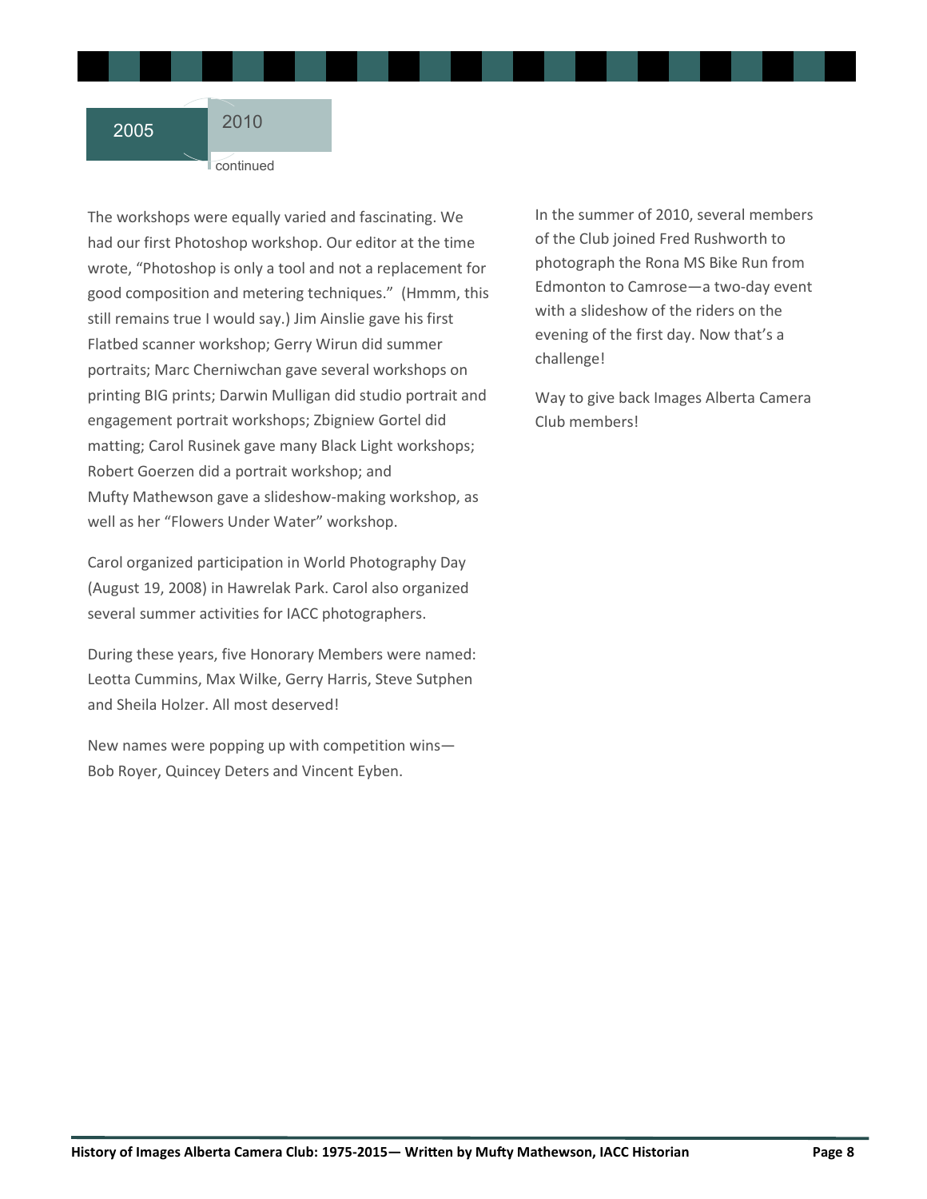## 2005 – 2010 continued

The workshops were equally varied and fascinating. We had our first Photoshop workshop. Our editor at the time wrote, "Photoshop is only a tool and not a replacement for good composition and metering techniques." (Hmmm, this still remains true I would say.) Jim Ainslie gave his first Flatbed scanner workshop; Gerry Wirun did summer portraits; Marc Cherniwchan gave several workshops on printing BIG prints; Darwin Mulligan did studio portrait and engagement portrait workshops; Zbigniew Gortel did matting; Carol Rusinek gave many Black Light workshops; Robert Goerzen did a portrait workshop; and Mufty Mathewson gave a slideshow-making workshop, as well as her "Flowers Under Water" workshop.

Carol organized participation in World Photography Day (August 19, 2008) in Hawrelak Park. Carol also organized several summer activities for IACC photographers.

During these years, five Honorary Members were named: Leotta Cummins, Max Wilke, Gerry Harris, Steve Sutphen and Sheila Holzer. All most deserved!

New names were popping up with competition wins—Bob Royer, Quincey Deters and Vincent Eyben.

In the summer of 2010, several members of the Club joined Fred Rushworth to photograph the Rona MS Bike Run from Edmonton to Camrose—a two-day event with a slideshow of the riders on the evening of the first day. Now that's a challenge!

Way to give back Images Alberta Camera Club members!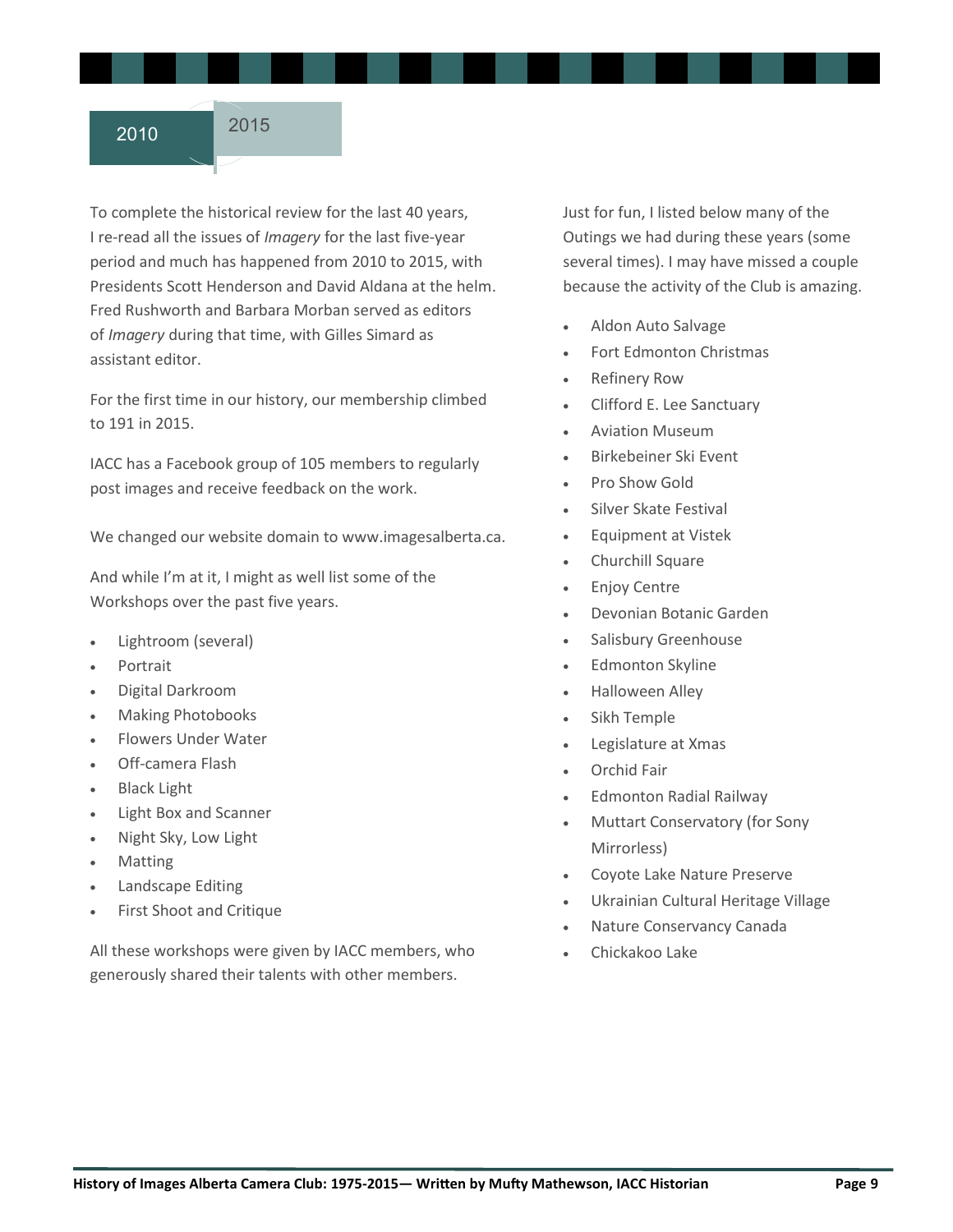## 2010 – 2015

To complete the historical review for the last 40 years, I re-read all the issues of *Imagery* for the last five-year period and much has happened from 2010 to 2015, with Presidents Scott Henderson and David Aldana at the helm. Fred Rushworth and Barbara Morban served as editors of *Imagery* during that time, with Gilles Simard as assistant editor.

For the first time in our history, our membership climbed to 191 in 2015.

IACC has a Facebook group of 105 members to regularly post images and receive feedback on the work.

We changed our website domain to www.imagesalberta.ca.

And while I'm at it, I might as well list some of the Workshops over the past five years.

- Lightroom (several)
- Portrait
- Digital Darkroom
- Making Photobooks
- Flowers Under Water
- Off-camera Flash
- Black Light
- Light Box and Scanner
- Night Sky, Low Light
- Matting
- Landscape Editing
- First Shoot and Critique

All these workshops were given by IACC members, who generously shared their talents with other members.

Just for fun, I listed below many of the Outings we had during these years (some several times). I may have missed a couple because the activity of the Club is amazing.

- Aldon Auto Salvage
- Fort Edmonton Christmas
- Refinery Row
- Clifford E. Lee Sanctuary
- Aviation Museum
- Birkebeiner Ski Event
- Pro Show Gold
- Silver Skate Festival
- Equipment at Vistek
- Churchill Square
- Enjoy Centre
- Devonian Botanic Garden
- Salisbury Greenhouse
- Edmonton Skyline
- Halloween Alley
- Sikh Temple
- Legislature at Xmas
- Orchid Fair
- Edmonton Radial Railway
- Muttart Conservatory (for Sony Mirrorless)
- Coyote Lake Nature Preserve
- Ukrainian Cultural Heritage Village
- Nature Conservancy Canada
- Chickakoo Lake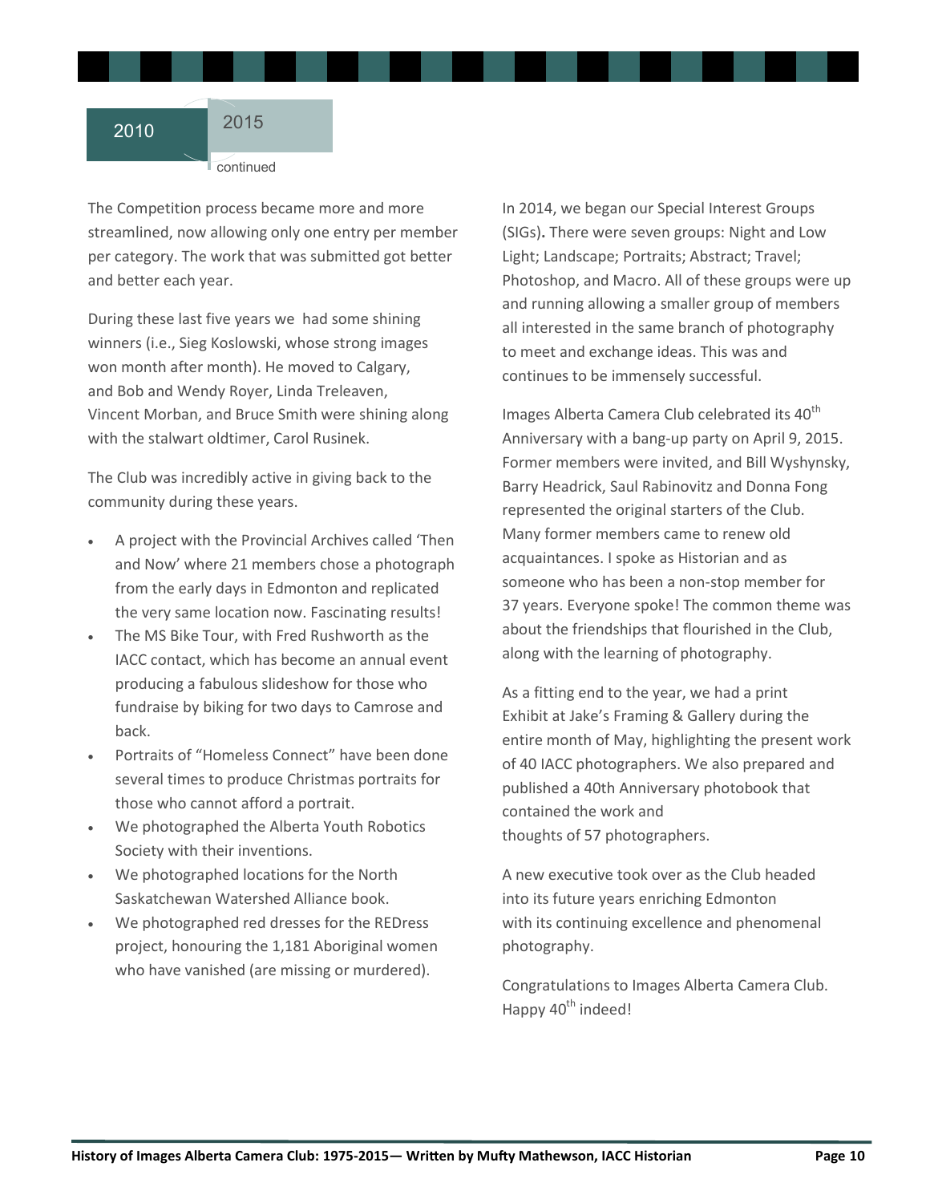## 2010 – 2015

continued

The Competition process became more and more streamlined, now allowing only one entry per member per category. The work that was submitted got better and better each year.

During these last five years we had some shining winners (i.e., Sieg Koslowski, whose strong images won month after month). He moved to Calgary, and Bob and Wendy Royer, Linda Treleaven, Vincent Morban, and Bruce Smith were shining along with the stalwart oldtimer, Carol Rusinek.

The Club was incredibly active in giving back to the community during these years.

- A project with the Provincial Archives called 'Then and Now' where 21 members chose a photograph from the early days in Edmonton and replicated the very same location now. Fascinating results!
- The MS Bike Tour, with Fred Rushworth as the IACC contact, which has become an annual event producing a fabulous slideshow for those who fundraise by biking for two days to Camrose and back.
- Portraits of "Homeless Connect" have been done several times to produce Christmas portraits for those who cannot afford a portrait.
- We photographed the Alberta Youth Robotics Society with their inventions.
- We photographed locations for the North Saskatchewan Watershed Alliance book.
- We photographed red dresses for the REDress project, honouring the 1,181 Aboriginal women who have vanished (are missing or murdered).

In 2014, we began our Special Interest Groups (SIGs). There were seven groups: Night and Low Light; Landscape; Portraits; Abstract; Travel; Photoshop, and Macro. All of these groups were up and running allowing a smaller group of members all interested in the same branch of photography to meet and exchange ideas. This was and continues to be immensely successful.

Images Alberta Camera Club celebrated its 40th Anniversary with a bang-up party on April 9, 2015. Former members were invited, and Bill Wyshynsky, Barry Headrick, Saul Rabinovitz and Donna Fong represented the original starters of the Club. Many former members came to renew old acquaintances. I spoke as Historian and as someone who has been a non-stop member for 37 years. Everyone spoke! The common theme was about the friendships that flourished in the Club, along with the learning of photography.

As a fitting end to the year, we had a print Exhibit at Jake's Framing & Gallery during the entire month of May, highlighting the present work of 40 IACC photographers. We also prepared and published a 40th Anniversary photobook that contained the work and thoughts of 57 photographers.

A new executive took over as the Club headed into its future years enriching Edmonton with its continuing excellence and phenomenal photography.

Congratulations to Images Alberta Camera Club. Happy 40th indeed!